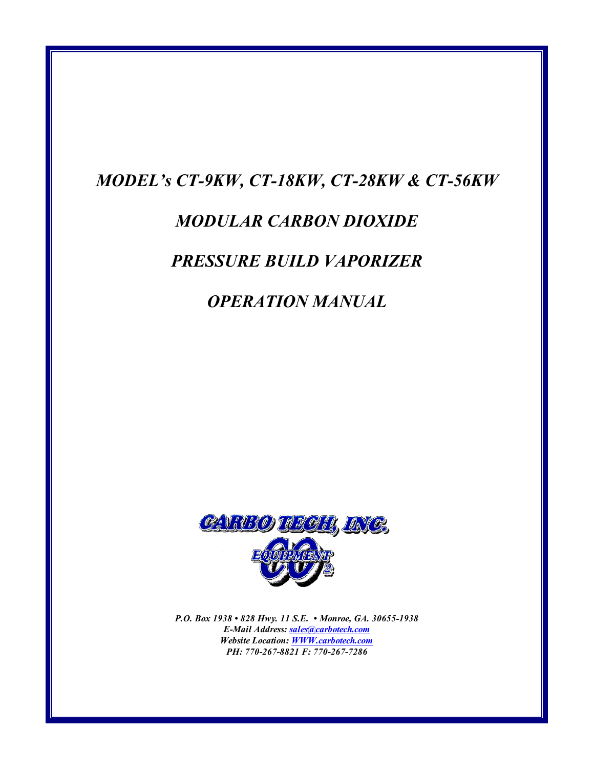# *MODEL's CT-9KW, CT-18KW, CT-28KW & CT-56KW*

# *MODULAR CARBON DIOXIDE*

# *PRESSURE BUILD VAPORIZER*

# *OPERATION MANUAL*

**CARBO TECH, INC.**

**$CO_2$ EQUIPMENT**

***P.O. Box 1938 • 828 Hwy. 11 S.E. • Monroe, GA. 30655-1938***
***E-Mail Address: sales@carbotech.com***
***Website Location: WWW.carbotech.com***
***PH: 770-267-8821 F: 770-267-7286***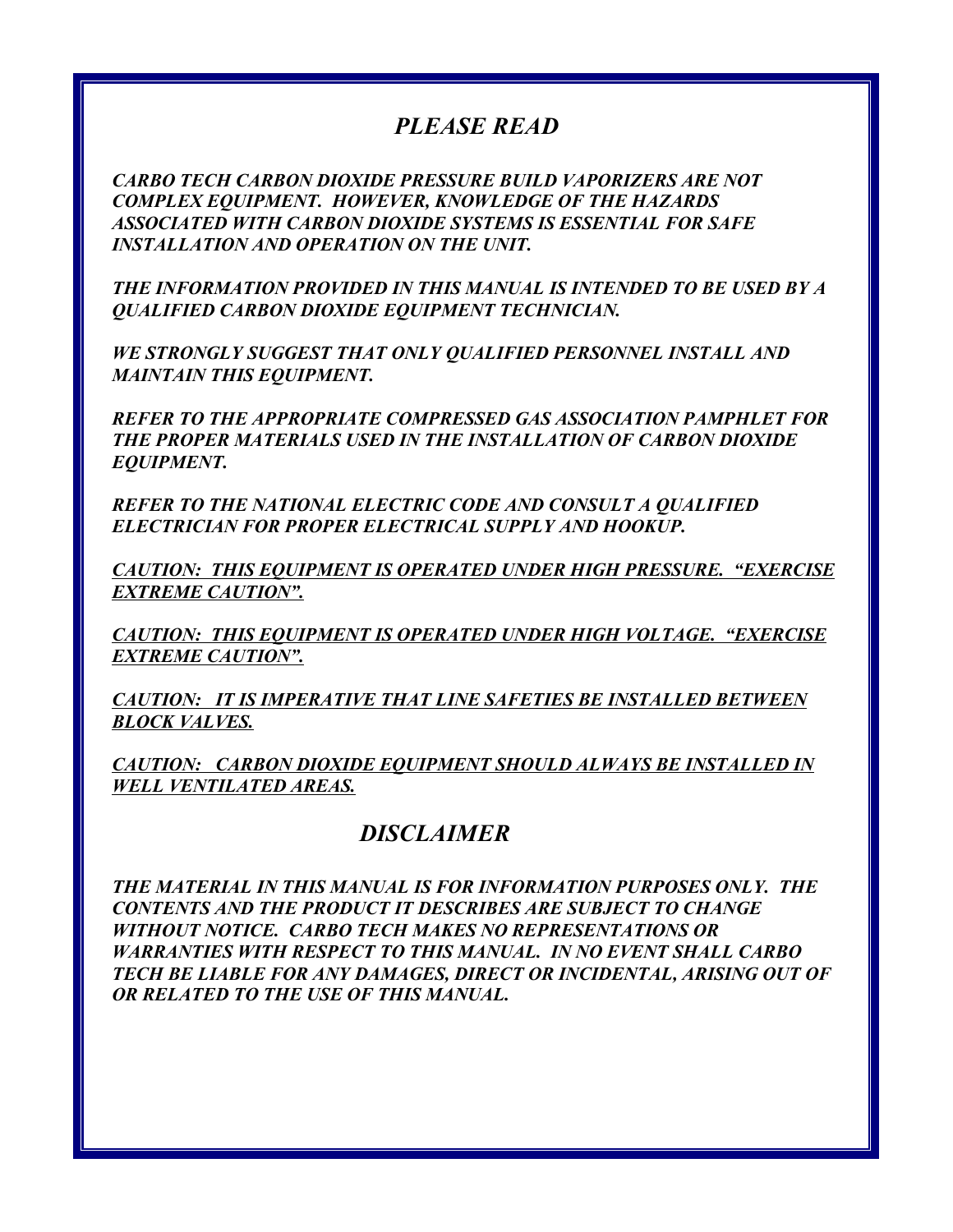## *PLEASE READ*

***CARBO TECH CARBON DIOXIDE PRESSURE BUILD VAPORIZERS ARE NOT COMPLEX EQUIPMENT. HOWEVER, KNOWLEDGE OF THE HAZARDS ASSOCIATED WITH CARBON DIOXIDE SYSTEMS IS ESSENTIAL FOR SAFE INSTALLATION AND OPERATION ON THE UNIT.***

***THE INFORMATION PROVIDED IN THIS MANUAL IS INTENDED TO BE USED BY A QUALIFIED CARBON DIOXIDE EQUIPMENT TECHNICIAN.***

***WE STRONGLY SUGGEST THAT ONLY QUALIFIED PERSONNEL INSTALL AND MAINTAIN THIS EQUIPMENT.***

***REFER TO THE APPROPRIATE COMPRESSED GAS ASSOCIATION PAMPHLET FOR THE PROPER MATERIALS USED IN THE INSTALLATION OF CARBON DIOXIDE EQUIPMENT.***

***REFER TO THE NATIONAL ELECTRIC CODE AND CONSULT A QUALIFIED ELECTRICIAN FOR PROPER ELECTRICAL SUPPLY AND HOOKUP.***

***<u>CAUTION: THIS EQUIPMENT IS OPERATED UNDER HIGH PRESSURE. "EXERCISE EXTREME CAUTION".</u>***

***<u>CAUTION: THIS EQUIPMENT IS OPERATED UNDER HIGH VOLTAGE. "EXERCISE EXTREME CAUTION".</u>***

***<u>CAUTION: IT IS IMPERATIVE THAT LINE SAFETIES BE INSTALLED BETWEEN BLOCK VALVES.</u>***

***<u>CAUTION: CARBON DIOXIDE EQUIPMENT SHOULD ALWAYS BE INSTALLED IN WELL VENTILATED AREAS.</u>***

## *DISCLAIMER*

***THE MATERIAL IN THIS MANUAL IS FOR INFORMATION PURPOSES ONLY. THE CONTENTS AND THE PRODUCT IT DESCRIBES ARE SUBJECT TO CHANGE WITHOUT NOTICE. CARBO TECH MAKES NO REPRESENTATIONS OR WARRANTIES WITH RESPECT TO THIS MANUAL. IN NO EVENT SHALL CARBO TECH BE LIABLE FOR ANY DAMAGES, DIRECT OR INCIDENTAL, ARISING OUT OF OR RELATED TO THE USE OF THIS MANUAL.***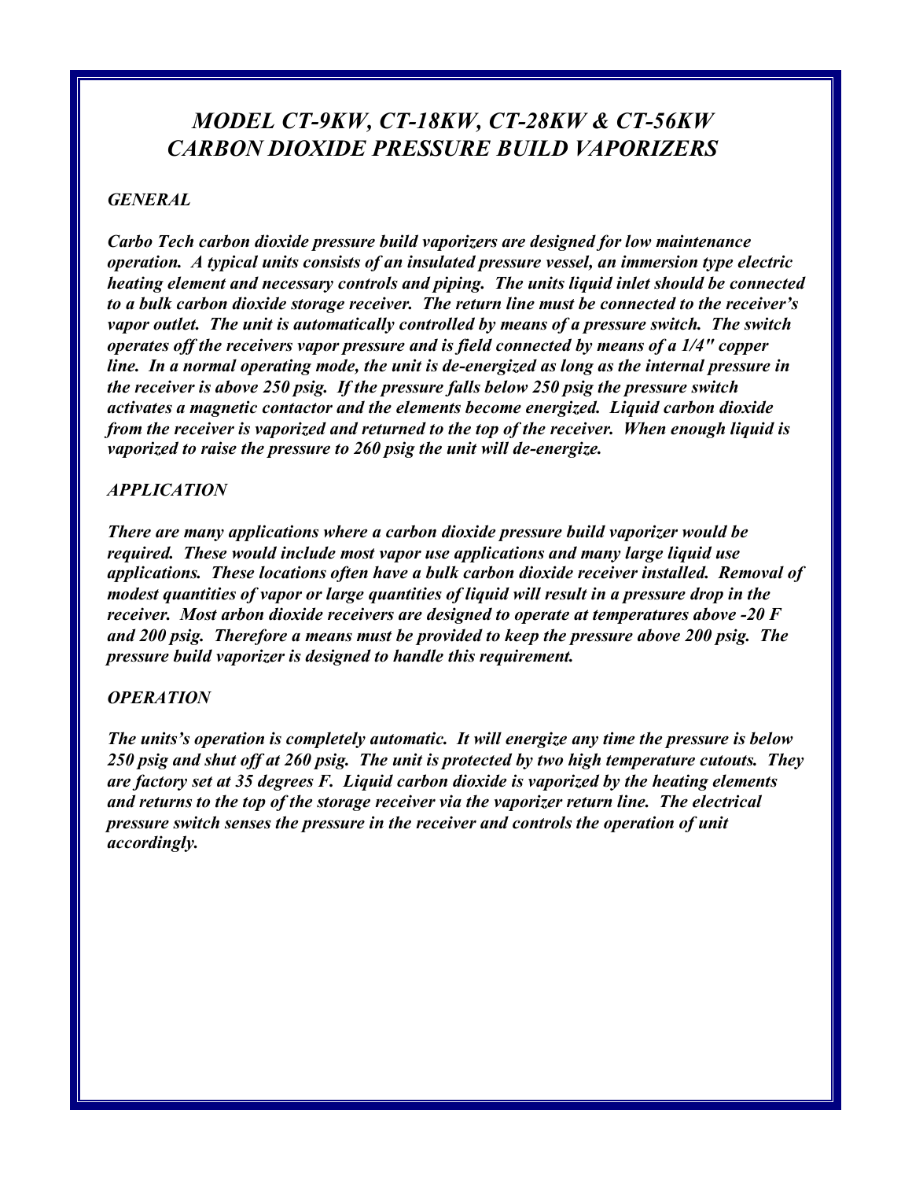# *MODEL CT-9KW, CT-18KW, CT-28KW & CT-56KW CARBON DIOXIDE PRESSURE BUILD VAPORIZERS*

## *GENERAL*

***Carbo Tech carbon dioxide pressure build vaporizers are designed for low maintenance operation. A typical units consists of an insulated pressure vessel, an immersion type electric heating element and necessary controls and piping. The units liquid inlet should be connected to a bulk carbon dioxide storage receiver. The return line must be connected to the receiver's vapor outlet. The unit is automatically controlled by means of a pressure switch. The switch operates off the receivers vapor pressure and is field connected by means of a 1/4" copper line. In a normal operating mode, the unit is de-energized as long as the internal pressure in the receiver is above 250 psig. If the pressure falls below 250 psig the pressure switch activates a magnetic contactor and the elements become energized. Liquid carbon dioxide from the receiver is vaporized and returned to the top of the receiver. When enough liquid is vaporized to raise the pressure to 260 psig the unit will de-energize.***

## *APPLICATION*

***There are many applications where a carbon dioxide pressure build vaporizer would be required. These would include most vapor use applications and many large liquid use applications. These locations often have a bulk carbon dioxide receiver installed. Removal of modest quantities of vapor or large quantities of liquid will result in a pressure drop in the receiver. Most arbon dioxide receivers are designed to operate at temperatures above -20 F and 200 psig. Therefore a means must be provided to keep the pressure above 200 psig. The pressure build vaporizer is designed to handle this requirement.***

## *OPERATION*

***The units's operation is completely automatic. It will energize any time the pressure is below 250 psig and shut off at 260 psig. The unit is protected by two high temperature cutouts. They are factory set at 35 degrees F. Liquid carbon dioxide is vaporized by the heating elements and returns to the top of the storage receiver via the vaporizer return line. The electrical pressure switch senses the pressure in the receiver and controls the operation of unit accordingly.***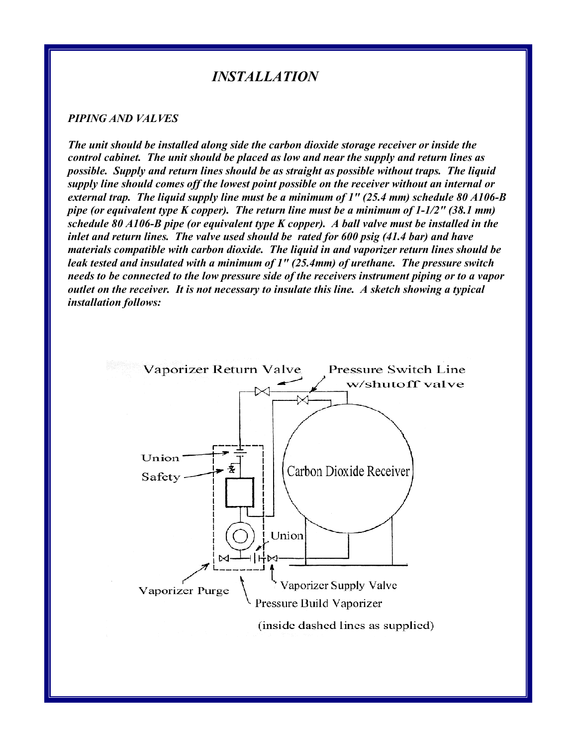# INSTALLATION

***PIPING AND VALVES***

***The unit should be installed along side the carbon dioxide storage receiver or inside the control cabinet. The unit should be placed as low and near the supply and return lines as possible. Supply and return lines should be as straight as possible without traps. The liquid supply line should comes off the lowest point possible on the receiver without an internal or external trap. The liquid supply line must be a minimum of 1" (25.4 mm) schedule 80 A106-B pipe (or equivalent type K copper). The return line must be a minimum of 1-1/2" (38.1 mm) schedule 80 A106-B pipe (or equivalent type K copper). A ball valve must be installed in the inlet and return lines. The valve used should be rated for 600 psig (41.4 bar) and have materials compatible with carbon dioxide. The liquid in and vaporizer return lines should be leak tested and insulated with a minimum of 1" (25.4mm) of urethane. The pressure switch needs to be connected to the low pressure side of the receivers instrument piping or to a vapor outlet on the receiver. It is not necessary to insulate this line. A sketch showing a typical installation follows:***

Vaporizer Return Valve

Pressure Switch Line w/shutoff valve

Union

Safety

Carbon Dioxide Receiver

Union

Vaporizer Purge

Vaporizer Supply Valve

Pressure Build Vaporizer

(inside dashed lines as supplied)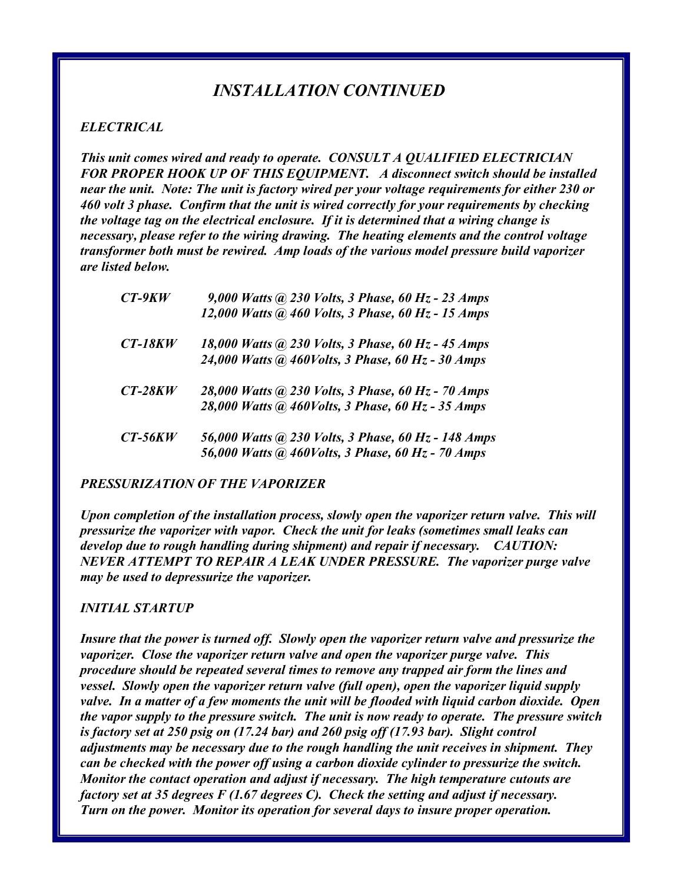# *INSTALLATION CONTINUED*

### *ELECTRICAL*

***This unit comes wired and ready to operate. CONSULT A QUALIFIED ELECTRICIAN FOR PROPER HOOK UP OF THIS EQUIPMENT. A disconnect switch should be installed near the unit. Note: The unit is factory wired per your voltage requirements for either 230 or 460 volt 3 phase. Confirm that the unit is wired correctly for your requirements by checking the voltage tag on the electrical enclosure. If it is determined that a wiring change is necessary, please refer to the wiring drawing. The heating elements and the control voltage transformer both must be rewired. Amp loads of the various model pressure build vaporizer are listed below.***

| | |
|---|---|
| ***CT-9KW*** | ***9,000 Watts @ 230 Volts, 3 Phase, 60 Hz - 23 Amps*** |
| | ***12,000 Watts @ 460 Volts, 3 Phase, 60 Hz - 15 Amps*** |
| ***CT-18KW*** | ***18,000 Watts @ 230 Volts, 3 Phase, 60 Hz - 45 Amps*** |
| | ***24,000 Watts @ 460Volts, 3 Phase, 60 Hz - 30 Amps*** |
| ***CT-28KW*** | ***28,000 Watts @ 230 Volts, 3 Phase, 60 Hz - 70 Amps*** |
| | ***28,000 Watts @ 460Volts, 3 Phase, 60 Hz - 35 Amps*** |
| ***CT-56KW*** | ***56,000 Watts @ 230 Volts, 3 Phase, 60 Hz - 148 Amps*** |
| | ***56,000 Watts @ 460Volts, 3 Phase, 60 Hz - 70 Amps*** |

### *PRESSURIZATION OF THE VAPORIZER*

***Upon completion of the installation process, slowly open the vaporizer return valve. This will pressurize the vaporizer with vapor. Check the unit for leaks (sometimes small leaks can develop due to rough handling during shipment) and repair if necessary. CAUTION: NEVER ATTEMPT TO REPAIR A LEAK UNDER PRESSURE. The vaporizer purge valve may be used to depressurize the vaporizer.***

### *INITIAL STARTUP*

***Insure that the power is turned off. Slowly open the vaporizer return valve and pressurize the vaporizer. Close the vaporizer return valve and open the vaporizer purge valve. This procedure should be repeated several times to remove any trapped air form the lines and vessel. Slowly open the vaporizer return valve (full open), open the vaporizer liquid supply valve. In a matter of a few moments the unit will be flooded with liquid carbon dioxide. Open the vapor supply to the pressure switch. The unit is now ready to operate. The pressure switch is factory set at 250 psig on (17.24 bar) and 260 psig off (17.93 bar). Slight control adjustments may be necessary due to the rough handling the unit receives in shipment. They can be checked with the power off using a carbon dioxide cylinder to pressurize the switch. Monitor the contact operation and adjust if necessary. The high temperature cutouts are factory set at 35 degrees F (1.67 degrees C). Check the setting and adjust if necessary. Turn on the power. Monitor its operation for several days to insure proper operation.***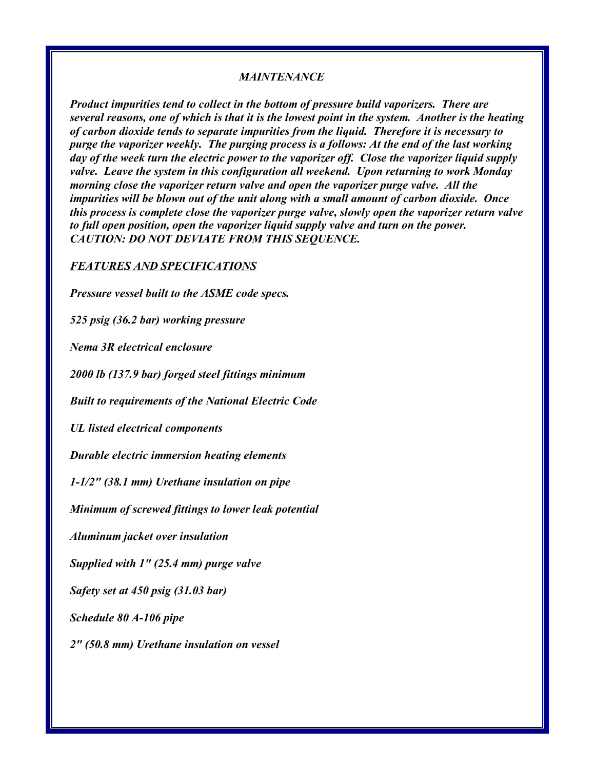### *MAINTENANCE*

***Product impurities tend to collect in the bottom of pressure build vaporizers. There are several reasons, one of which is that it is the lowest point in the system. Another is the heating of carbon dioxide tends to separate impurities from the liquid. Therefore it is necessary to purge the vaporizer weekly. The purging process is a follows: At the end of the last working day of the week turn the electric power to the vaporizer off. Close the vaporizer liquid supply valve. Leave the system in this configuration all weekend. Upon returning to work Monday morning close the vaporizer return valve and open the vaporizer purge valve. All the impurities will be blown out of the unit along with a small amount of carbon dioxide. Once this process is complete close the vaporizer purge valve, slowly open the vaporizer return valve to full open position, open the vaporizer liquid supply valve and turn on the power. CAUTION: DO NOT DEVIATE FROM THIS SEQUENCE.***

### *FEATURES AND SPECIFICATIONS*

***Pressure vessel built to the ASME code specs.***

***525 psig (36.2 bar) working pressure***

***Nema 3R electrical enclosure***

***2000 lb (137.9 bar) forged steel fittings minimum***

***Built to requirements of the National Electric Code***

***UL listed electrical components***

***Durable electric immersion heating elements***

***1-1/2" (38.1 mm) Urethane insulation on pipe***

***Minimum of screwed fittings to lower leak potential***

***Aluminum jacket over insulation***

***Supplied with 1" (25.4 mm) purge valve***

***Safety set at 450 psig (31.03 bar)***

***Schedule 80 A-106 pipe***

***2" (50.8 mm) Urethane insulation on vessel***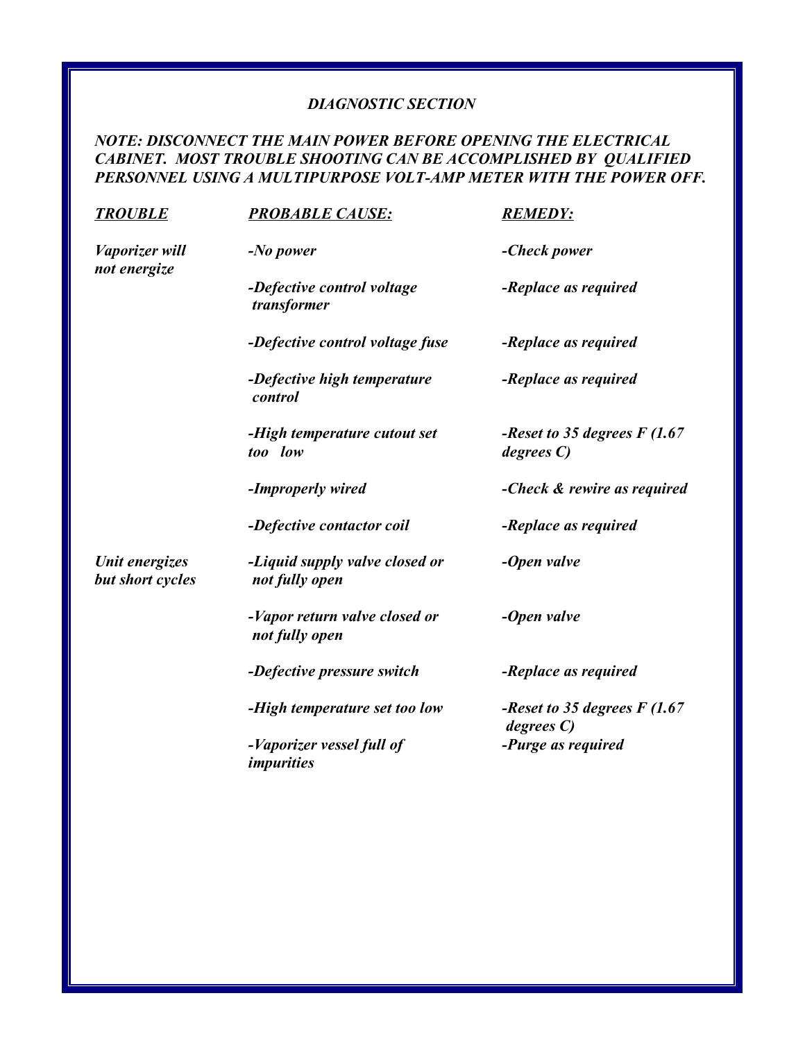## *DIAGNOSTIC SECTION*

***NOTE: DISCONNECT THE MAIN POWER BEFORE OPENING THE ELECTRICAL CABINET. MOST TROUBLE SHOOTING CAN BE ACCOMPLISHED BY QUALIFIED PERSONNEL USING A MULTIPURPOSE VOLT-AMP METER WITH THE POWER OFF.***

| ***TROUBLE*** | ***PROBABLE CAUSE:*** | ***REMEDY:*** |
|---|---|---|
| ***Vaporizer will not energize*** | ***-No power*** | ***-Check power*** |
| | ***-Defective control voltage transformer*** | ***-Replace as required*** |
| | ***-Defective control voltage fuse*** | ***-Replace as required*** |
| | ***-Defective high temperature control*** | ***-Replace as required*** |
| | ***-High temperature cutout set too low*** | ***-Reset to 35 degrees F (1.67 degrees C)*** |
| | ***-Improperly wired*** | ***-Check & rewire as required*** |
| | ***-Defective contactor coil*** | ***-Replace as required*** |
| ***Unit energizes but short cycles*** | ***-Liquid supply valve closed or not fully open*** | ***-Open valve*** |
| | ***-Vapor return valve closed or not fully open*** | ***-Open valve*** |
| | ***-Defective pressure switch*** | ***-Replace as required*** |
| | ***-High temperature set too low*** | ***-Reset to 35 degrees F (1.67 degrees C)*** |
| | ***-Vaporizer vessel full of impurities*** | ***-Purge as required*** |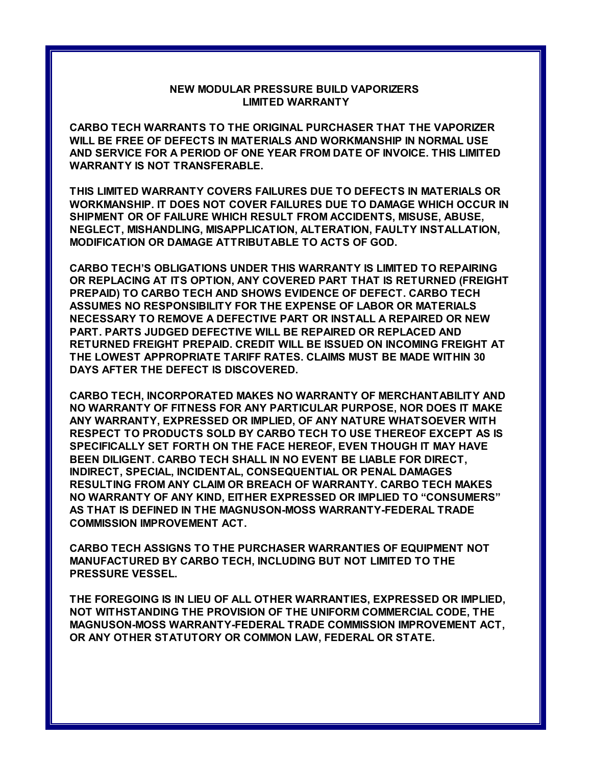**NEW MODULAR PRESSURE BUILD VAPORIZERS**
**LIMITED WARRANTY**

**CARBO TECH WARRANTS TO THE ORIGINAL PURCHASER THAT THE VAPORIZER WILL BE FREE OF DEFECTS IN MATERIALS AND WORKMANSHIP IN NORMAL USE AND SERVICE FOR A PERIOD OF ONE YEAR FROM DATE OF INVOICE. THIS LIMITED WARRANTY IS NOT TRANSFERABLE.**

**THIS LIMITED WARRANTY COVERS FAILURES DUE TO DEFECTS IN MATERIALS OR WORKMANSHIP. IT DOES NOT COVER FAILURES DUE TO DAMAGE WHICH OCCUR IN SHIPMENT OR OF FAILURE WHICH RESULT FROM ACCIDENTS, MISUSE, ABUSE, NEGLECT, MISHANDLING, MISAPPLICATION, ALTERATION, FAULTY INSTALLATION, MODIFICATION OR DAMAGE ATTRIBUTABLE TO ACTS OF GOD.**

**CARBO TECH'S OBLIGATIONS UNDER THIS WARRANTY IS LIMITED TO REPAIRING OR REPLACING AT ITS OPTION, ANY COVERED PART THAT IS RETURNED (FREIGHT PREPAID) TO CARBO TECH AND SHOWS EVIDENCE OF DEFECT. CARBO TECH ASSUMES NO RESPONSIBILITY FOR THE EXPENSE OF LABOR OR MATERIALS NECESSARY TO REMOVE A DEFECTIVE PART OR INSTALL A REPAIRED OR NEW PART. PARTS JUDGED DEFECTIVE WILL BE REPAIRED OR REPLACED AND RETURNED FREIGHT PREPAID. CREDIT WILL BE ISSUED ON INCOMING FREIGHT AT THE LOWEST APPROPRIATE TARIFF RATES. CLAIMS MUST BE MADE WITHIN 30 DAYS AFTER THE DEFECT IS DISCOVERED.**

**CARBO TECH, INCORPORATED MAKES NO WARRANTY OF MERCHANTABILITY AND NO WARRANTY OF FITNESS FOR ANY PARTICULAR PURPOSE, NOR DOES IT MAKE ANY WARRANTY, EXPRESSED OR IMPLIED, OF ANY NATURE WHATSOEVER WITH RESPECT TO PRODUCTS SOLD BY CARBO TECH TO USE THEREOF EXCEPT AS IS SPECIFICALLY SET FORTH ON THE FACE HEREOF, EVEN THOUGH IT MAY HAVE BEEN DILIGENT. CARBO TECH SHALL IN NO EVENT BE LIABLE FOR DIRECT, INDIRECT, SPECIAL, INCIDENTAL, CONSEQUENTIAL OR PENAL DAMAGES RESULTING FROM ANY CLAIM OR BREACH OF WARRANTY. CARBO TECH MAKES NO WARRANTY OF ANY KIND, EITHER EXPRESSED OR IMPLIED TO "CONSUMERS" AS THAT IS DEFINED IN THE MAGNUSON-MOSS WARRANTY-FEDERAL TRADE COMMISSION IMPROVEMENT ACT.**

**CARBO TECH ASSIGNS TO THE PURCHASER WARRANTIES OF EQUIPMENT NOT MANUFACTURED BY CARBO TECH, INCLUDING BUT NOT LIMITED TO THE PRESSURE VESSEL.**

**THE FOREGOING IS IN LIEU OF ALL OTHER WARRANTIES, EXPRESSED OR IMPLIED, NOT WITHSTANDING THE PROVISION OF THE UNIFORM COMMERCIAL CODE, THE MAGNUSON-MOSS WARRANTY-FEDERAL TRADE COMMISSION IMPROVEMENT ACT, OR ANY OTHER STATUTORY OR COMMON LAW, FEDERAL OR STATE.**